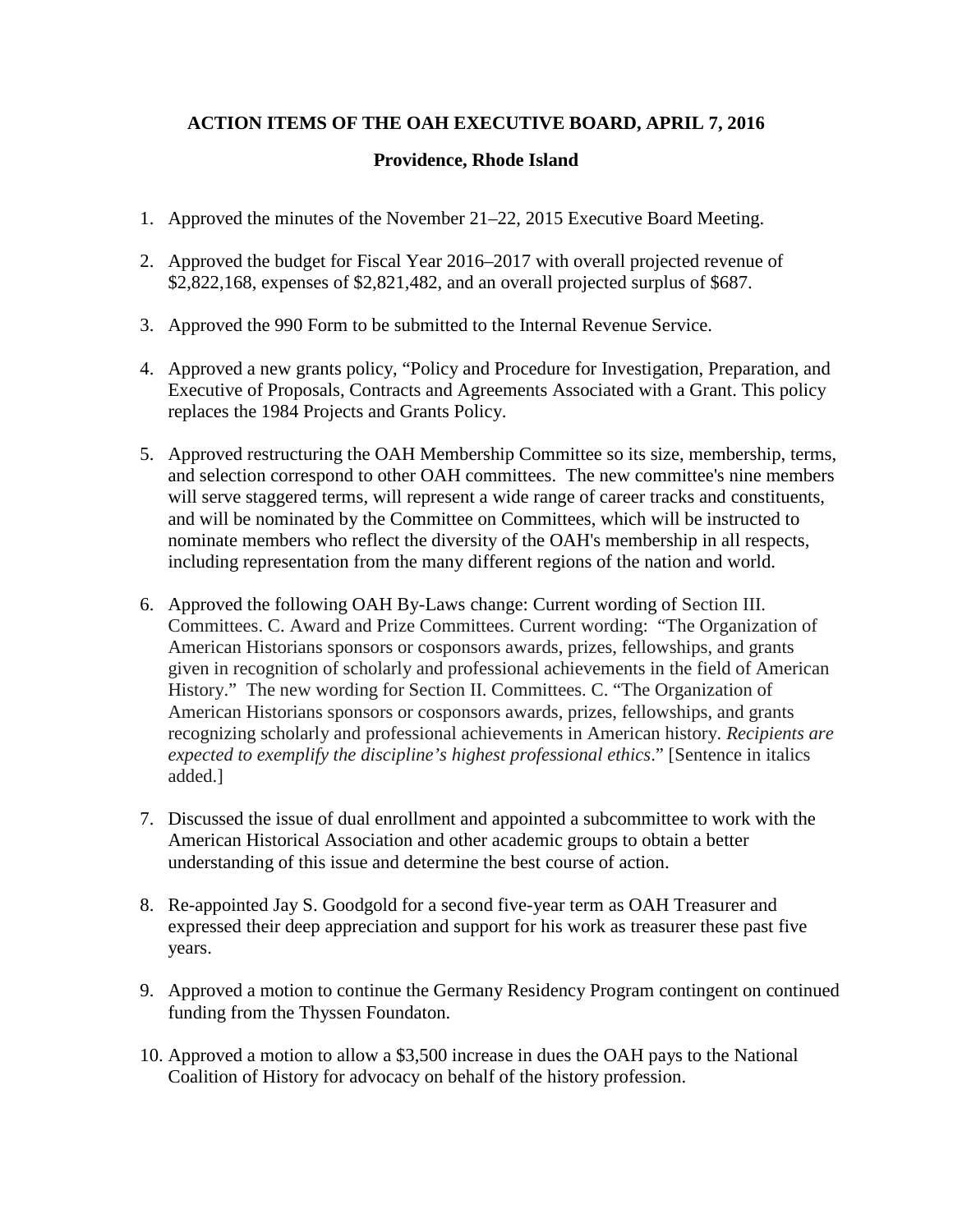**ACTION ITEMS OF THE OAH EXECUTIVE BOARD, APRIL 7, 2016**

**Providence, Rhode Island**

1. Approved the minutes of the November 21–22, 2015 Executive Board Meeting.

2. Approved the budget for Fiscal Year 2016–2017 with overall projected revenue of $2,822,168, expenses of $2,821,482, and an overall projected surplus of $687.

3. Approved the 990 Form to be submitted to the Internal Revenue Service.

4. Approved a new grants policy, "Policy and Procedure for Investigation, Preparation, and Executive of Proposals, Contracts and Agreements Associated with a Grant. This policy replaces the 1984 Projects and Grants Policy.

5. Approved restructuring the OAH Membership Committee so its size, membership, terms, and selection correspond to other OAH committees. The new committee's nine members will serve staggered terms, will represent a wide range of career tracks and constituents, and will be nominated by the Committee on Committees, which will be instructed to nominate members who reflect the diversity of the OAH's membership in all respects, including representation from the many different regions of the nation and world.

6. Approved the following OAH By-Laws change: Current wording of Section III. Committees. C. Award and Prize Committees. Current wording: "The Organization of American Historians sponsors or cosponsors awards, prizes, fellowships, and grants given in recognition of scholarly and professional achievements in the field of American History." The new wording for Section II. Committees. C. "The Organization of American Historians sponsors or cosponsors awards, prizes, fellowships, and grants recognizing scholarly and professional achievements in American history. *Recipients are expected to exemplify the discipline's highest professional ethics*." [Sentence in italics added.]

7. Discussed the issue of dual enrollment and appointed a subcommittee to work with the American Historical Association and other academic groups to obtain a better understanding of this issue and determine the best course of action.

8. Re-appointed Jay S. Goodgold for a second five-year term as OAH Treasurer and expressed their deep appreciation and support for his work as treasurer these past five years.

9. Approved a motion to continue the Germany Residency Program contingent on continued funding from the Thyssen Foundaton.

10. Approved a motion to allow a $3,500 increase in dues the OAH pays to the National Coalition of History for advocacy on behalf of the history profession.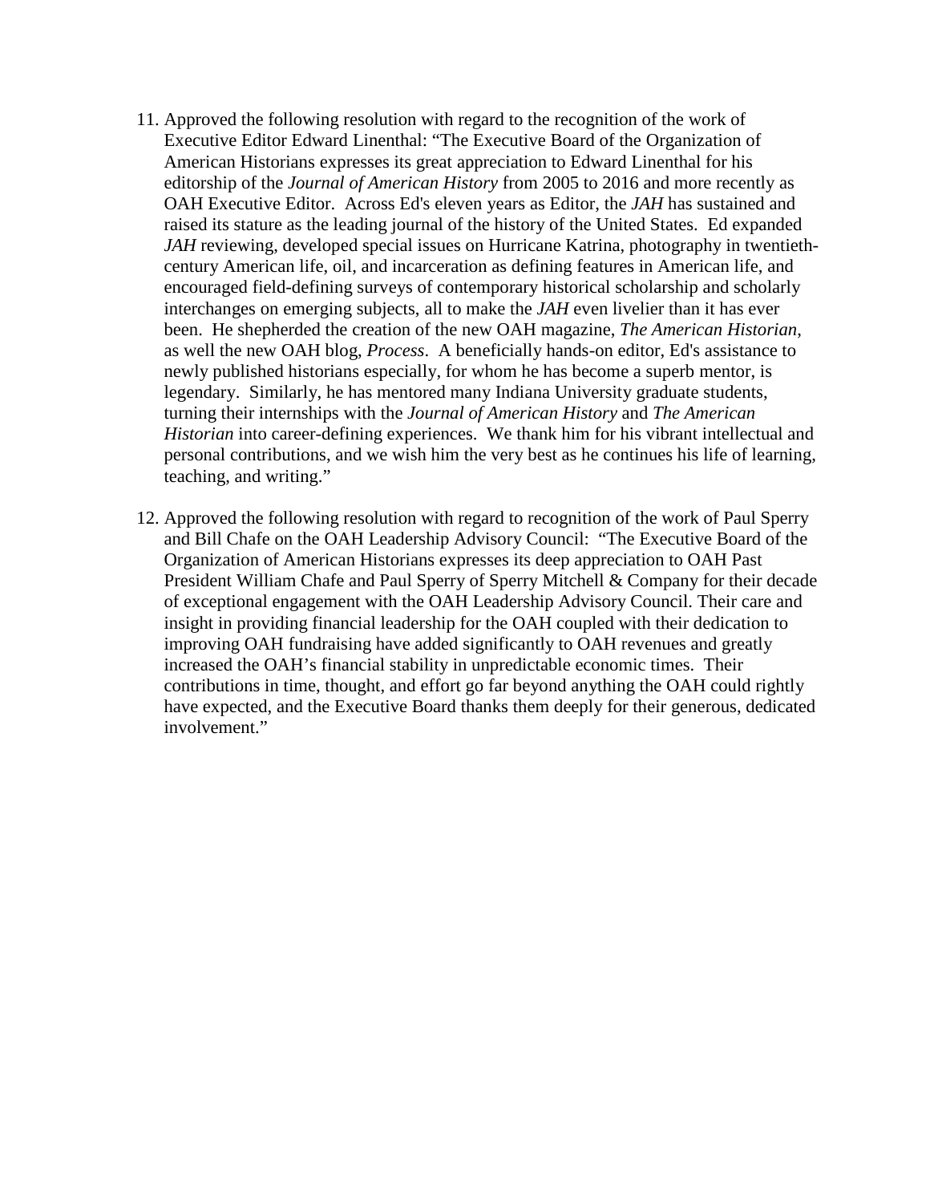11. Approved the following resolution with regard to the recognition of the work of Executive Editor Edward Linenthal: "The Executive Board of the Organization of American Historians expresses its great appreciation to Edward Linenthal for his editorship of the *Journal of American History* from 2005 to 2016 and more recently as OAH Executive Editor. Across Ed's eleven years as Editor, the *JAH* has sustained and raised its stature as the leading journal of the history of the United States. Ed expanded *JAH* reviewing, developed special issues on Hurricane Katrina, photography in twentieth-century American life, oil, and incarceration as defining features in American life, and encouraged field-defining surveys of contemporary historical scholarship and scholarly interchanges on emerging subjects, all to make the *JAH* even livelier than it has ever been. He shepherded the creation of the new OAH magazine, *The American Historian*, as well the new OAH blog, *Process*. A beneficially hands-on editor, Ed's assistance to newly published historians especially, for whom he has become a superb mentor, is legendary. Similarly, he has mentored many Indiana University graduate students, turning their internships with the *Journal of American History* and *The American Historian* into career-defining experiences. We thank him for his vibrant intellectual and personal contributions, and we wish him the very best as he continues his life of learning, teaching, and writing."

12. Approved the following resolution with regard to recognition of the work of Paul Sperry and Bill Chafe on the OAH Leadership Advisory Council: "The Executive Board of the Organization of American Historians expresses its deep appreciation to OAH Past President William Chafe and Paul Sperry of Sperry Mitchell & Company for their decade of exceptional engagement with the OAH Leadership Advisory Council. Their care and insight in providing financial leadership for the OAH coupled with their dedication to improving OAH fundraising have added significantly to OAH revenues and greatly increased the OAH's financial stability in unpredictable economic times. Their contributions in time, thought, and effort go far beyond anything the OAH could rightly have expected, and the Executive Board thanks them deeply for their generous, dedicated involvement."